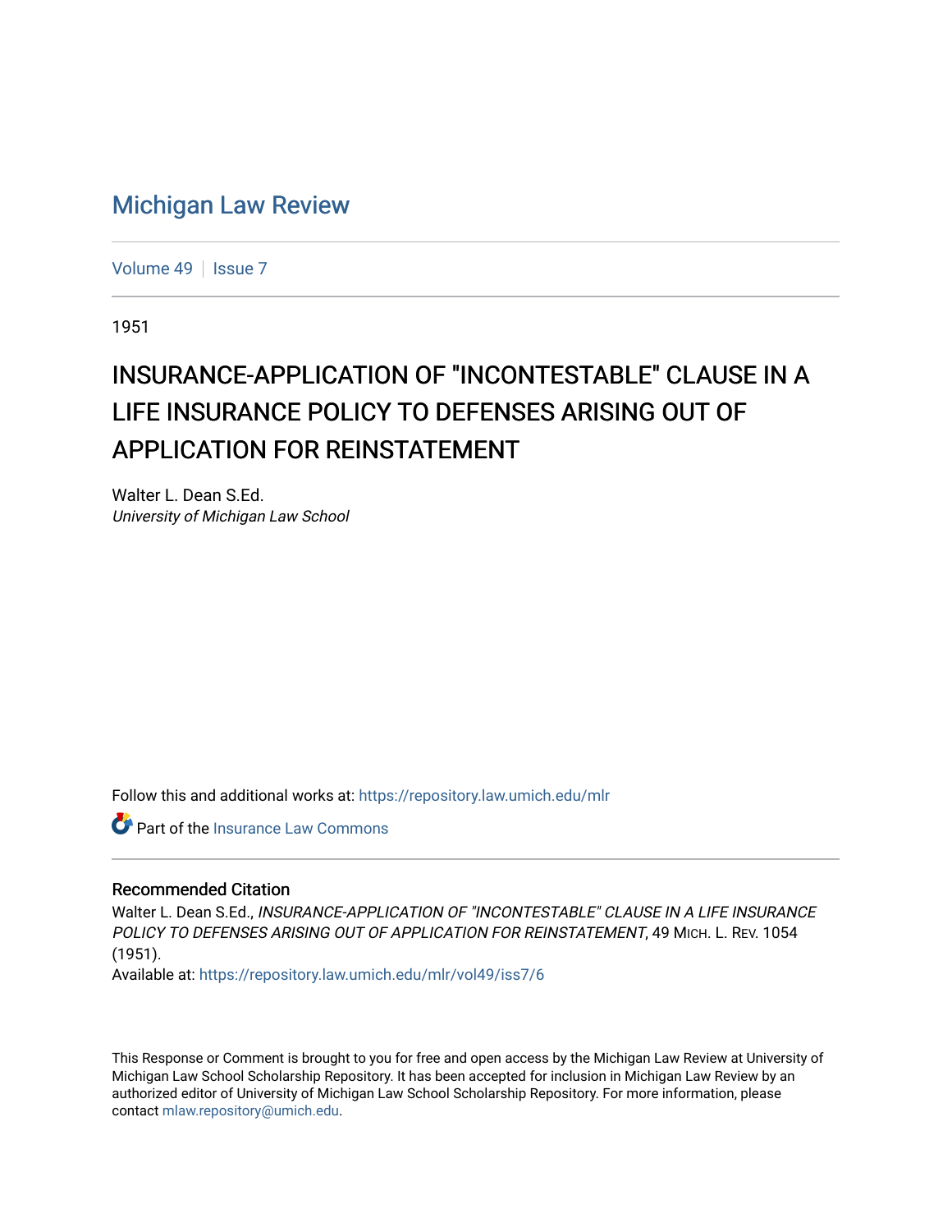# Michigan Law Review

Volume 49 | Issue 7

1951

## INSURANCE-APPLICATION OF "INCONTESTABLE" CLAUSE IN A LIFE INSURANCE POLICY TO DEFENSES ARISING OUT OF APPLICATION FOR REINSTATEMENT

Walter L. Dean S.Ed.
*University of Michigan Law School*

Follow this and additional works at: https://repository.law.umich.edu/mlr

Part of the Insurance Law Commons

### Recommended Citation

Walter L. Dean S.Ed., *INSURANCE-APPLICATION OF "INCONTESTABLE" CLAUSE IN A LIFE INSURANCE POLICY TO DEFENSES ARISING OUT OF APPLICATION FOR REINSTATEMENT*, 49 MICH. L. REV. 1054 (1951).
Available at: https://repository.law.umich.edu/mlr/vol49/iss7/6

This Response or Comment is brought to you for free and open access by the Michigan Law Review at University of Michigan Law School Scholarship Repository. It has been accepted for inclusion in Michigan Law Review by an authorized editor of University of Michigan Law School Scholarship Repository. For more information, please contact mlaw.repository@umich.edu.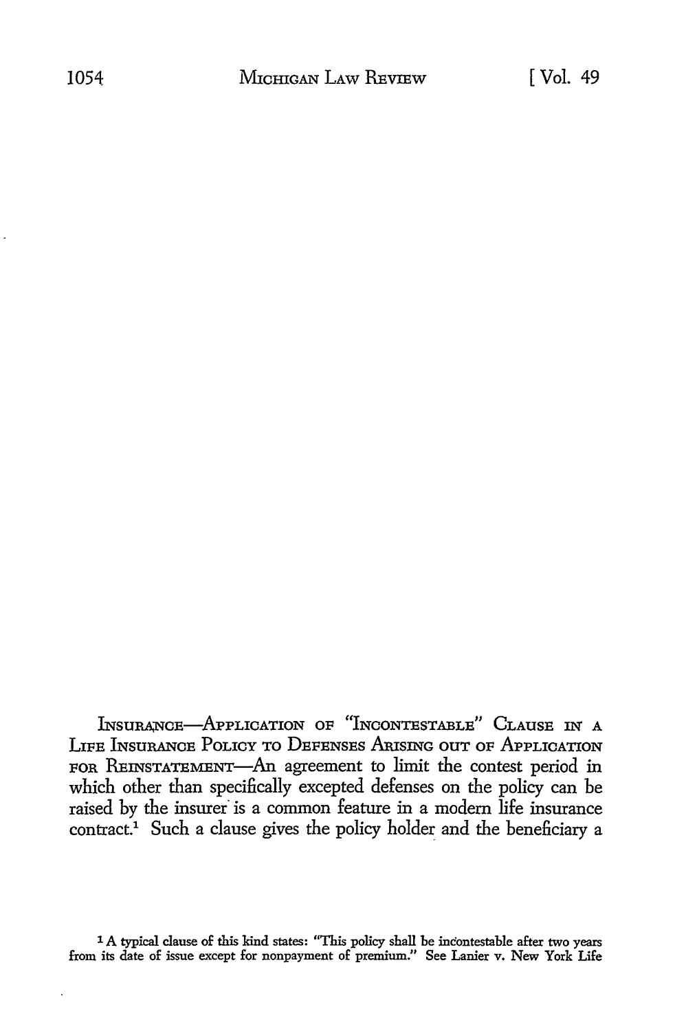INSURANCE—APPLICATION OF "INCONTESTABLE" CLAUSE IN A LIFE INSURANCE POLICY TO DEFENSES ARISING OUT OF APPLICATION FOR REINSTATEMENT—An agreement to limit the contest period in which other than specifically excepted defenses on the policy can be raised by the insurer is a common feature in a modern life insurance contract.[1] Such a clause gives the policy holder and the beneficiary a

[1] A typical clause of this kind states: "This policy shall be incontestable after two years from its date of issue except for nonpayment of premium." See Lanier v. New York Life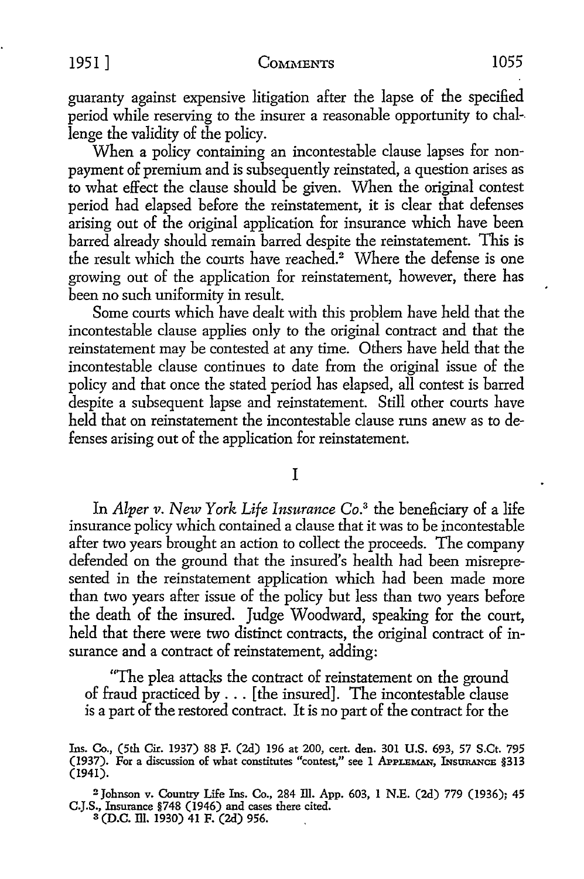guaranty against expensive litigation after the lapse of the specified period while reserving to the insurer a reasonable opportunity to challenge the validity of the policy.

When a policy containing an incontestable clause lapses for nonpayment of premium and is subsequently reinstated, a question arises as to what effect the clause should be given. When the original contest period had elapsed before the reinstatement, it is clear that defenses arising out of the original application for insurance which have been barred already should remain barred despite the reinstatement. This is the result which the courts have reached.[2] Where the defense is one growing out of the application for reinstatement, however, there has been no such uniformity in result.

Some courts which have dealt with this problem have held that the incontestable clause applies only to the original contract and that the reinstatement may be contested at any time. Others have held that the incontestable clause continues to date from the original issue of the policy and that once the stated period has elapsed, all contest is barred despite a subsequent lapse and reinstatement. Still other courts have held that on reinstatement the incontestable clause runs anew as to defenses arising out of the application for reinstatement.

## I

In *Alper v. New York Life Insurance Co.*[3] the beneficiary of a life insurance policy which contained a clause that it was to be incontestable after two years brought an action to collect the proceeds. The company defended on the ground that the insured's health had been misrepresented in the reinstatement application which had been made more than two years after issue of the policy but less than two years before the death of the insured. Judge Woodward, speaking for the court, held that there were two distinct contracts, the original contract of insurance and a contract of reinstatement, adding:

> "The plea attacks the contract of reinstatement on the ground of fraud practiced by . . . [the insured]. The incontestable clause is a part of the restored contract. It is no part of the contract for the

Ins. Co., (5th Cir. 1937) 88 F. (2d) 196 at 200, cert. den. 301 U.S. 693, 57 S.Ct. 795 (1937). For a discussion of what constitutes "contest," see 1 APPLEMAN, INSURANCE §313 (1941).

[2] Johnson v. Country Life Ins. Co., 284 Ill. App. 603, 1 N.E. (2d) 779 (1936); 45 C.J.S., Insurance §748 (1946) and cases there cited.

[3] (D.C. Ill. 1930) 41 F. (2d) 956.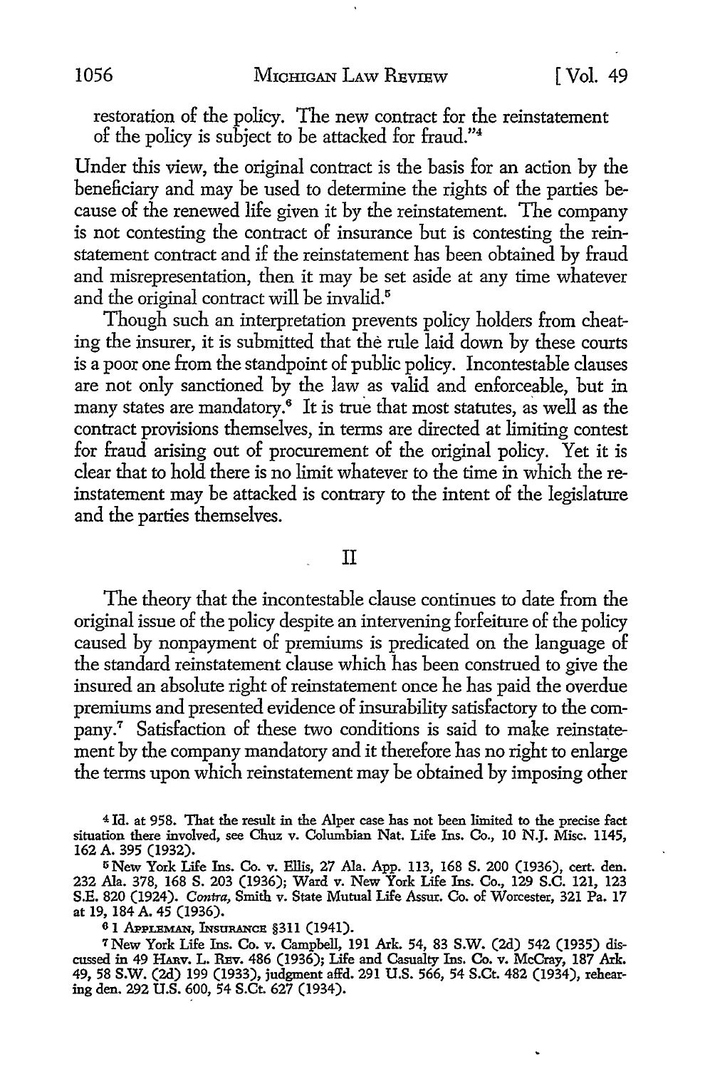restoration of the policy. The new contract for the reinstatement of the policy is subject to be attacked for fraud."[4]

Under this view, the original contract is the basis for an action by the beneficiary and may be used to determine the rights of the parties because of the renewed life given it by the reinstatement. The company is not contesting the contract of insurance but is contesting the reinstatement contract and if the reinstatement has been obtained by fraud and misrepresentation, then it may be set aside at any time whatever and the original contract will be invalid.[5]

Though such an interpretation prevents policy holders from cheating the insurer, it is submitted that the rule laid down by these courts is a poor one from the standpoint of public policy. Incontestable clauses are not only sanctioned by the law as valid and enforceable, but in many states are mandatory.[6] It is true that most statutes, as well as the contract provisions themselves, in terms are directed at limiting contest for fraud arising out of procurement of the original policy. Yet it is clear that to hold there is no limit whatever to the time in which the reinstatement may be attacked is contrary to the intent of the legislature and the parties themselves.

## II

The theory that the incontestable clause continues to date from the original issue of the policy despite an intervening forfeiture of the policy caused by nonpayment of premiums is predicated on the language of the standard reinstatement clause which has been construed to give the insured an absolute right of reinstatement once he has paid the overdue premiums and presented evidence of insurability satisfactory to the company.[7] Satisfaction of these two conditions is said to make reinstatement by the company mandatory and it therefore has no right to enlarge the terms upon which reinstatement may be obtained by imposing other

---

[4] Id. at 958. That the result in the Alper case has not been limited to the precise fact situation there involved, see Chuz v. Columbian Nat. Life Ins. Co., 10 N.J. Misc. 1145, 162 A. 395 (1932).

[5] New York Life Ins. Co. v. Ellis, 27 Ala. App. 113, 168 S. 200 (1936), cert. den. 232 Ala. 378, 168 S. 203 (1936); Ward v. New York Life Ins. Co., 129 S.C. 121, 123 S.E. 820 (1924). *Contra*, Smith v. State Mutual Life Assur. Co. of Worcester, 321 Pa. 17 at 19, 184 A. 45 (1936).

[6] 1 APPLEMAN, INSURANCE §311 (1941).

[7] New York Life Ins. Co. v. Campbell, 191 Ark. 54, 83 S.W. (2d) 542 (1935) discussed in 49 HARV. L. REV. 486 (1936); Life and Casualty Ins. Co. v. McCray, 187 Ark. 49, 58 S.W. (2d) 199 (1933), judgment affd. 291 U.S. 566, 54 S.Ct. 482 (1934), rehearing den. 292 U.S. 600, 54 S.Ct. 627 (1934).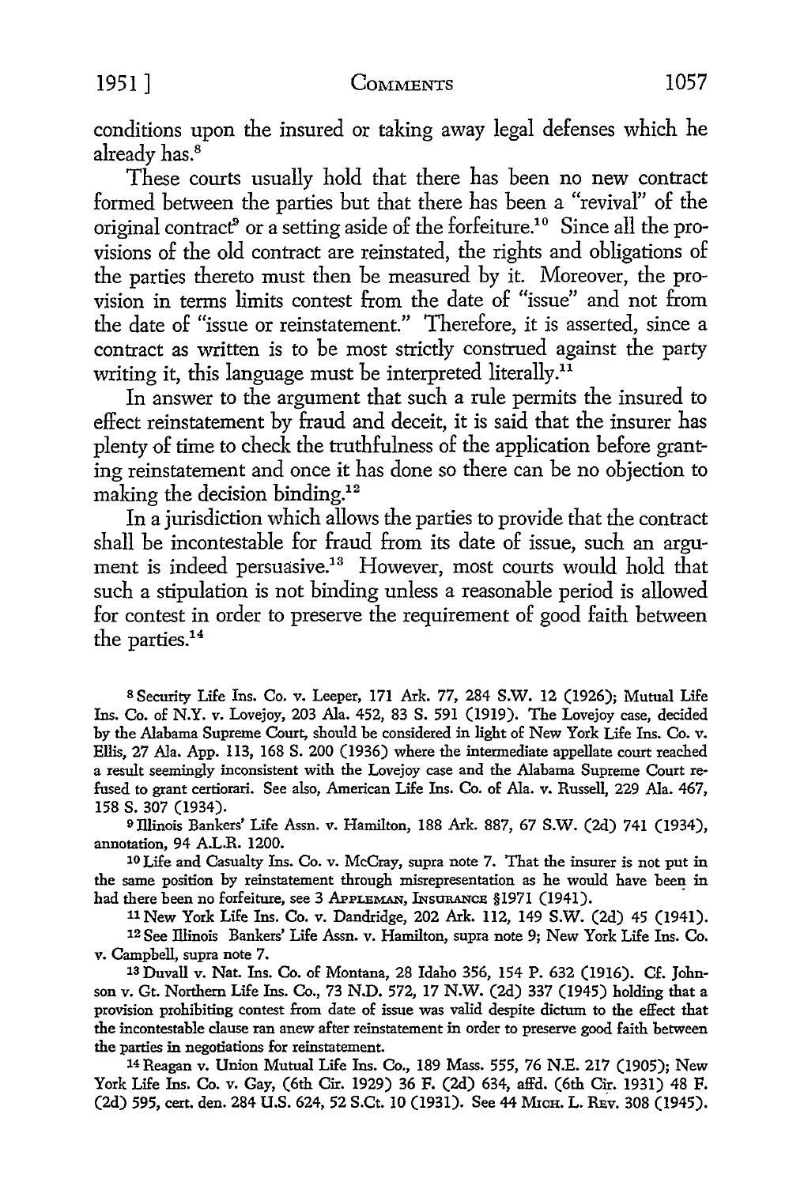conditions upon the insured or taking away legal defenses which he already has.[8]

These courts usually hold that there has been no new contract formed between the parties but that there has been a "revival" of the original contract[9] or a setting aside of the forfeiture.[10] Since all the provisions of the old contract are reinstated, the rights and obligations of the parties thereto must then be measured by it. Moreover, the provision in terms limits contest from the date of "issue" and not from the date of "issue or reinstatement." Therefore, it is asserted, since a contract as written is to be most strictly construed against the party writing it, this language must be interpreted literally.[11]

In answer to the argument that such a rule permits the insured to effect reinstatement by fraud and deceit, it is said that the insurer has plenty of time to check the truthfulness of the application before granting reinstatement and once it has done so there can be no objection to making the decision binding.[12]

In a jurisdiction which allows the parties to provide that the contract shall be incontestable for fraud from its date of issue, such an argument is indeed persuasive.[13] However, most courts would hold that such a stipulation is not binding unless a reasonable period is allowed for contest in order to preserve the requirement of good faith between the parties.[14]

---

[8] Security Life Ins. Co. v. Leeper, 171 Ark. 77, 284 S.W. 12 (1926); Mutual Life Ins. Co. of N.Y. v. Lovejoy, 203 Ala. 452, 83 S. 591 (1919). The Lovejoy case, decided by the Alabama Supreme Court, should be considered in light of New York Life Ins. Co. v. Ellis, 27 Ala. App. 113, 168 S. 200 (1936) where the intermediate appellate court reached a result seemingly inconsistent with the Lovejoy case and the Alabama Supreme Court refused to grant certiorari. See also, American Life Ins. Co. of Ala. v. Russell, 229 Ala. 467, 158 S. 307 (1934).

[9] Illinois Bankers' Life Assn. v. Hamilton, 188 Ark. 887, 67 S.W. (2d) 741 (1934), annotation, 94 A.L.R. 1200.

[10] Life and Casualty Ins. Co. v. McCray, supra note 7. That the insurer is not put in the same position by reinstatement through misrepresentation as he would have been in had there been no forfeiture, see 3 APPLEMAN, INSURANCE §1971 (1941).

[11] New York Life Ins. Co. v. Dandridge, 202 Ark. 112, 149 S.W. (2d) 45 (1941).

[12] See Illinois Bankers' Life Assn. v. Hamilton, supra note 9; New York Life Ins. Co. v. Campbell, supra note 7.

[13] Duvall v. Nat. Ins. Co. of Montana, 28 Idaho 356, 154 P. 632 (1916). Cf. Johnson v. Gt. Northern Life Ins. Co., 73 N.D. 572, 17 N.W. (2d) 337 (1945) holding that a provision prohibiting contest from date of issue was valid despite dictum to the effect that the incontestable clause ran anew after reinstatement in order to preserve good faith between the parties in negotiations for reinstatement.

[14] Reagan v. Union Mutual Life Ins. Co., 189 Mass. 555, 76 N.E. 217 (1905); New York Life Ins. Co. v. Gay, (6th Cir. 1929) 36 F. (2d) 634, affd. (6th Cir. 1931) 48 F. (2d) 595, cert. den. 284 U.S. 624, 52 S.Ct. 10 (1931). See 44 MICH. L. REV. 308 (1945).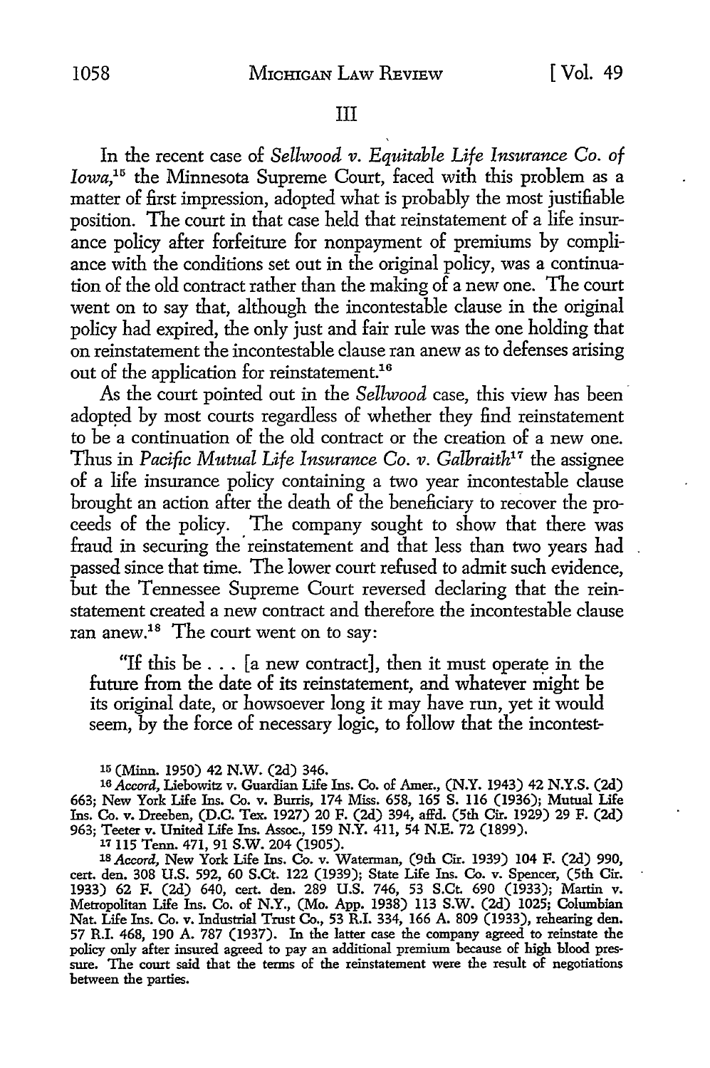## III

In the recent case of *Sellwood v. Equitable Life Insurance Co. of Iowa*,[15] the Minnesota Supreme Court, faced with this problem as a matter of first impression, adopted what is probably the most justifiable position. The court in that case held that reinstatement of a life insurance policy after forfeiture for nonpayment of premiums by compliance with the conditions set out in the original policy, was a continuation of the old contract rather than the making of a new one. The court went on to say that, although the incontestable clause in the original policy had expired, the only just and fair rule was the one holding that on reinstatement the incontestable clause ran anew as to defenses arising out of the application for reinstatement.[16]

As the court pointed out in the *Sellwood* case, this view has been adopted by most courts regardless of whether they find reinstatement to be a continuation of the old contract or the creation of a new one. Thus in *Pacific Mutual Life Insurance Co. v. Galbraith*[17] the assignee of a life insurance policy containing a two year incontestable clause brought an action after the death of the beneficiary to recover the proceeds of the policy. The company sought to show that there was fraud in securing the reinstatement and that less than two years had passed since that time. The lower court refused to admit such evidence, but the Tennessee Supreme Court reversed declaring that the reinstatement created a new contract and therefore the incontestable clause ran anew.[18] The court went on to say:

> "If this be . . . [a new contract], then it must operate in the future from the date of its reinstatement, and whatever might be its original date, or howsoever long it may have run, yet it would seem, by the force of necessary logic, to follow that the incontest-

---

[15] (Minn. 1950) 42 N.W. (2d) 346.

[16] *Accord*, Liebowitz v. Guardian Life Ins. Co. of Amer., (N.Y. 1943) 42 N.Y.S. (2d) 663; New York Life Ins. Co. v. Burris, 174 Miss. 658, 165 S. 116 (1936); Mutual Life Ins. Co. v. Dreeben, (D.C. Tex. 1927) 20 F. (2d) 394, affd. (5th Cir. 1929) 29 F. (2d) 963; Teeter v. United Life Ins. Assoc., 159 N.Y. 411, 54 N.E. 72 (1899).

[17] 115 Tenn. 471, 91 S.W. 204 (1905).

[18] *Accord*, New York Life Ins. Co. v. Waterman, (9th Cir. 1939) 104 F. (2d) 990, cert. den. 308 U.S. 592, 60 S.Ct. 122 (1939); State Life Ins. Co. v. Spencer, (5th Cir. 1933) 62 F. (2d) 640, cert. den. 289 U.S. 746, 53 S.Ct. 690 (1933); Martin v. Metropolitan Life Ins. Co. of N.Y., (Mo. App. 1938) 113 S.W. (2d) 1025; Columbian Nat. Life Ins. Co. v. Industrial Trust Co., 53 R.I. 334, 166 A. 809 (1933), rehearing den. 57 R.I. 468, 190 A. 787 (1937). In the latter case the company agreed to reinstate the policy only after insured agreed to pay an additional premium because of high blood pressure. The court said that the terms of the reinstatement were the result of negotiations between the parties.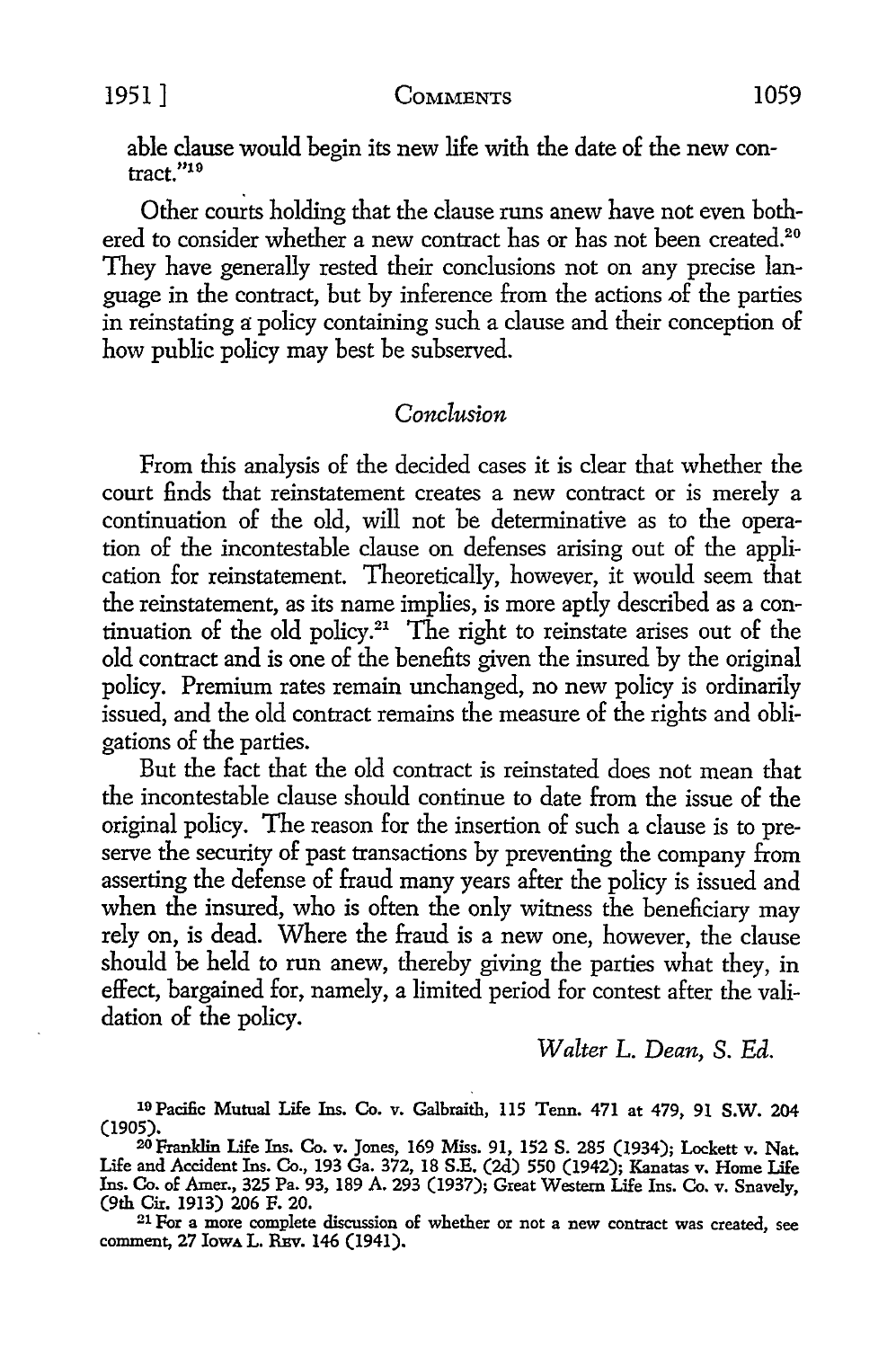able clause would begin its new life with the date of the new contract."[19]

Other courts holding that the clause runs anew have not even bothered to consider whether a new contract has or has not been created.[20] They have generally rested their conclusions not on any precise language in the contract, but by inference from the actions of the parties in reinstating a policy containing such a clause and their conception of how public policy may best be subserved.

## *Conclusion*

From this analysis of the decided cases it is clear that whether the court finds that reinstatement creates a new contract or is merely a continuation of the old, will not be determinative as to the operation of the incontestable clause on defenses arising out of the application for reinstatement. Theoretically, however, it would seem that the reinstatement, as its name implies, is more aptly described as a continuation of the old policy.[21] The right to reinstate arises out of the old contract and is one of the benefits given the insured by the original policy. Premium rates remain unchanged, no new policy is ordinarily issued, and the old contract remains the measure of the rights and obligations of the parties.

But the fact that the old contract is reinstated does not mean that the incontestable clause should continue to date from the issue of the original policy. The reason for the insertion of such a clause is to preserve the security of past transactions by preventing the company from asserting the defense of fraud many years after the policy is issued and when the insured, who is often the only witness the beneficiary may rely on, is dead. Where the fraud is a new one, however, the clause should be held to run anew, thereby giving the parties what they, in effect, bargained for, namely, a limited period for contest after the validation of the policy.

*Walter L. Dean, S. Ed.*

---

[19] Pacific Mutual Life Ins. Co. v. Galbraith, 115 Tenn. 471 at 479, 91 S.W. 204 (1905).

[20] Franklin Life Ins. Co. v. Jones, 169 Miss. 91, 152 S. 285 (1934); Lockett v. Nat. Life and Accident Ins. Co., 193 Ga. 372, 18 S.E. (2d) 550 (1942); Kanatas v. Home Life Ins. Co. of Amer., 325 Pa. 93, 189 A. 293 (1937); Great Western Life Ins. Co. v. Snavely, (9th Cir. 1913) 206 F. 20.

[21] For a more complete discussion of whether or not a new contract was created, see comment, 27 Iowa L. Rev. 146 (1941).